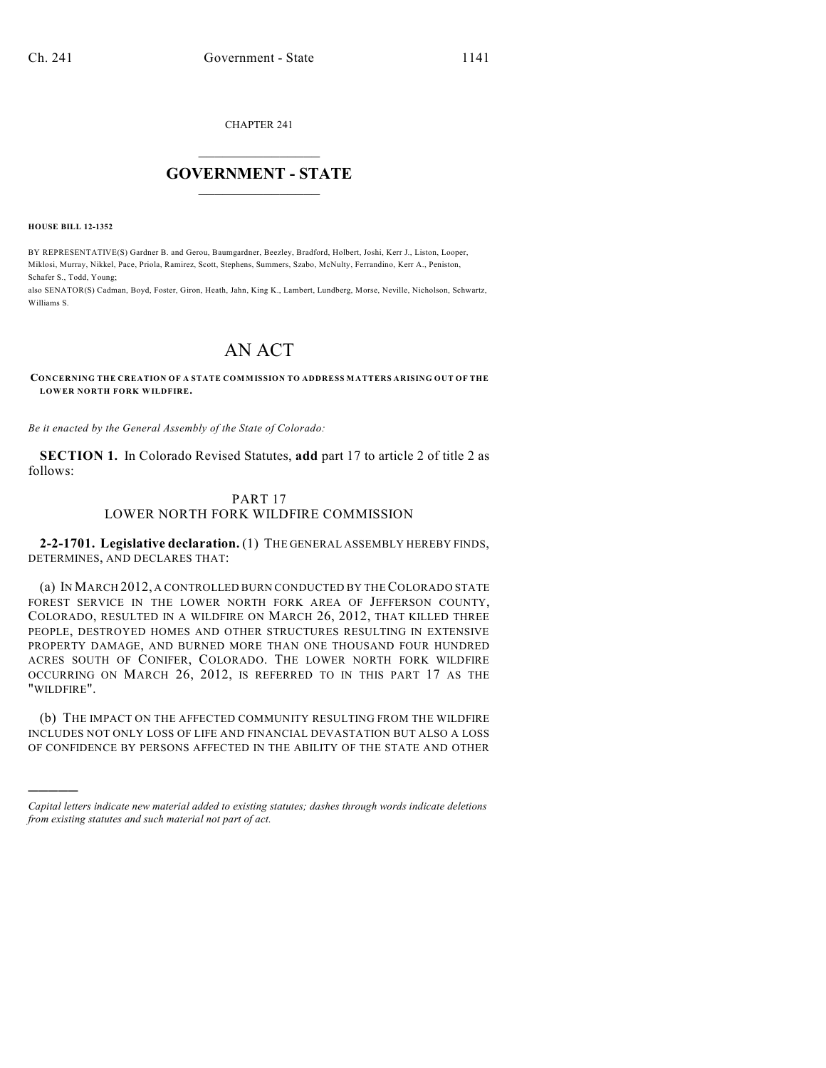CHAPTER 241

# GOVERNMENT - STATE

**HOUSE BILL 12-1352**

BY REPRESENTATIVE(S) Gardner B. and Gerou, Baumgardner, Beezley, Bradford, Holbert, Joshi, Kerr J., Liston, Looper, Miklosi, Murray, Nikkel, Pace, Priola, Ramirez, Scott, Stephens, Summers, Szabo, McNulty, Ferrandino, Kerr A., Peniston, Schafer S., Todd, Young;
also SENATOR(S) Cadman, Boyd, Foster, Giron, Heath, Jahn, King K., Lambert, Lundberg, Morse, Neville, Nicholson, Schwartz, Williams S.

# AN ACT

**CONCERNING THE CREATION OF A STATE COMMISSION TO ADDRESS MATTERS ARISING OUT OF THE LOWER NORTH FORK WILDFIRE.**

*Be it enacted by the General Assembly of the State of Colorado:*

**SECTION 1.** In Colorado Revised Statutes, **add** part 17 to article 2 of title 2 as follows:

PART 17
LOWER NORTH FORK WILDFIRE COMMISSION

**2-2-1701. Legislative declaration.** (1) THE GENERAL ASSEMBLY HEREBY FINDS, DETERMINES, AND DECLARES THAT:

(a) IN MARCH 2012, A CONTROLLED BURN CONDUCTED BY THE COLORADO STATE FOREST SERVICE IN THE LOWER NORTH FORK AREA OF JEFFERSON COUNTY, COLORADO, RESULTED IN A WILDFIRE ON MARCH 26, 2012, THAT KILLED THREE PEOPLE, DESTROYED HOMES AND OTHER STRUCTURES RESULTING IN EXTENSIVE PROPERTY DAMAGE, AND BURNED MORE THAN ONE THOUSAND FOUR HUNDRED ACRES SOUTH OF CONIFER, COLORADO. THE LOWER NORTH FORK WILDFIRE OCCURRING ON MARCH 26, 2012, IS REFERRED TO IN THIS PART 17 AS THE "WILDFIRE".

(b) THE IMPACT ON THE AFFECTED COMMUNITY RESULTING FROM THE WILDFIRE INCLUDES NOT ONLY LOSS OF LIFE AND FINANCIAL DEVASTATION BUT ALSO A LOSS OF CONFIDENCE BY PERSONS AFFECTED IN THE ABILITY OF THE STATE AND OTHER

---

*Capital letters indicate new material added to existing statutes; dashes through words indicate deletions from existing statutes and such material not part of act.*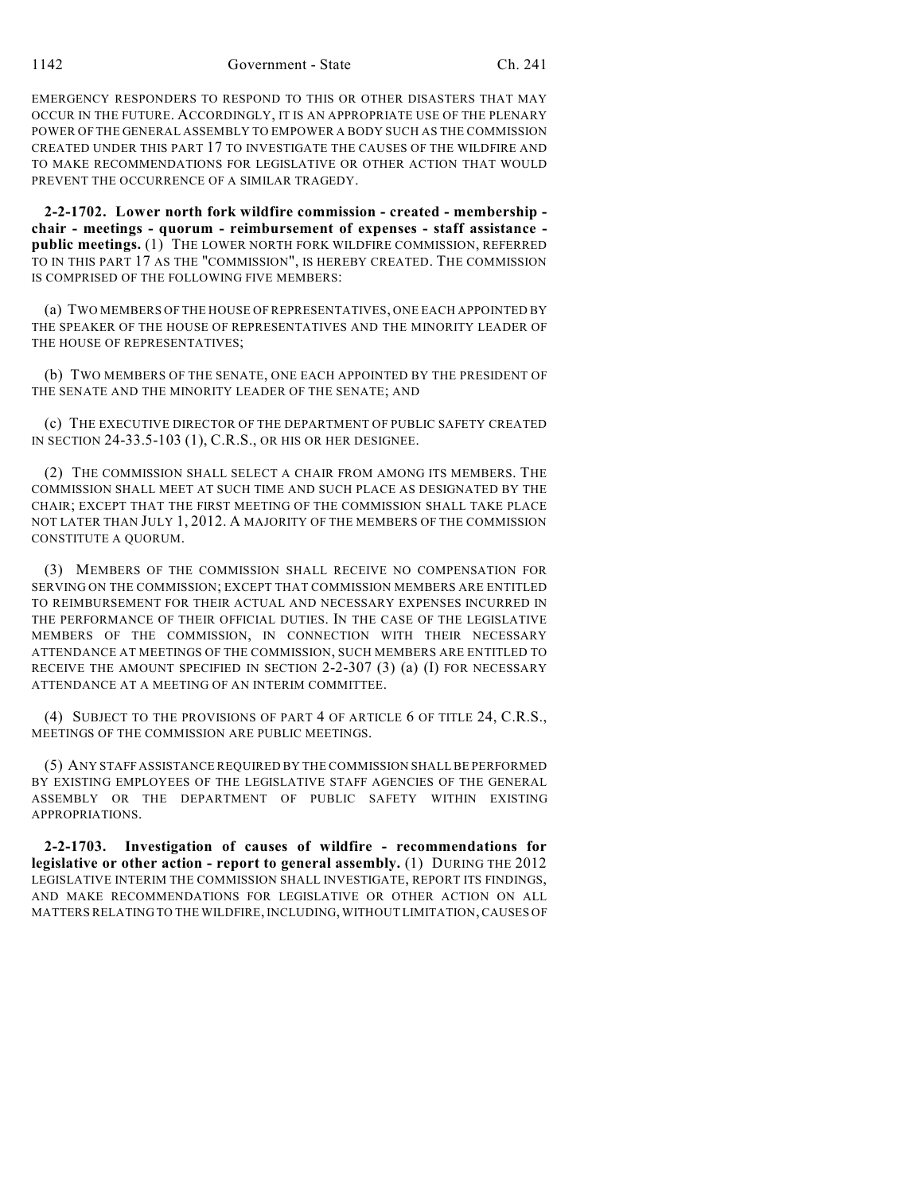EMERGENCY RESPONDERS TO RESPOND TO THIS OR OTHER DISASTERS THAT MAY OCCUR IN THE FUTURE. ACCORDINGLY, IT IS AN APPROPRIATE USE OF THE PLENARY POWER OF THE GENERAL ASSEMBLY TO EMPOWER A BODY SUCH AS THE COMMISSION CREATED UNDER THIS PART 17 TO INVESTIGATE THE CAUSES OF THE WILDFIRE AND TO MAKE RECOMMENDATIONS FOR LEGISLATIVE OR OTHER ACTION THAT WOULD PREVENT THE OCCURRENCE OF A SIMILAR TRAGEDY.

**2-2-1702. Lower north fork wildfire commission - created - membership - chair - meetings - quorum - reimbursement of expenses - staff assistance - public meetings.** (1) THE LOWER NORTH FORK WILDFIRE COMMISSION, REFERRED TO IN THIS PART 17 AS THE "COMMISSION", IS HEREBY CREATED. THE COMMISSION IS COMPRISED OF THE FOLLOWING FIVE MEMBERS:

(a) TWO MEMBERS OF THE HOUSE OF REPRESENTATIVES, ONE EACH APPOINTED BY THE SPEAKER OF THE HOUSE OF REPRESENTATIVES AND THE MINORITY LEADER OF THE HOUSE OF REPRESENTATIVES;

(b) TWO MEMBERS OF THE SENATE, ONE EACH APPOINTED BY THE PRESIDENT OF THE SENATE AND THE MINORITY LEADER OF THE SENATE; AND

(c) THE EXECUTIVE DIRECTOR OF THE DEPARTMENT OF PUBLIC SAFETY CREATED IN SECTION 24-33.5-103 (1), C.R.S., OR HIS OR HER DESIGNEE.

(2) THE COMMISSION SHALL SELECT A CHAIR FROM AMONG ITS MEMBERS. THE COMMISSION SHALL MEET AT SUCH TIME AND SUCH PLACE AS DESIGNATED BY THE CHAIR; EXCEPT THAT THE FIRST MEETING OF THE COMMISSION SHALL TAKE PLACE NOT LATER THAN JULY 1, 2012. A MAJORITY OF THE MEMBERS OF THE COMMISSION CONSTITUTE A QUORUM.

(3) MEMBERS OF THE COMMISSION SHALL RECEIVE NO COMPENSATION FOR SERVING ON THE COMMISSION; EXCEPT THAT COMMISSION MEMBERS ARE ENTITLED TO REIMBURSEMENT FOR THEIR ACTUAL AND NECESSARY EXPENSES INCURRED IN THE PERFORMANCE OF THEIR OFFICIAL DUTIES. IN THE CASE OF THE LEGISLATIVE MEMBERS OF THE COMMISSION, IN CONNECTION WITH THEIR NECESSARY ATTENDANCE AT MEETINGS OF THE COMMISSION, SUCH MEMBERS ARE ENTITLED TO RECEIVE THE AMOUNT SPECIFIED IN SECTION 2-2-307 (3) (a) (I) FOR NECESSARY ATTENDANCE AT A MEETING OF AN INTERIM COMMITTEE.

(4) SUBJECT TO THE PROVISIONS OF PART 4 OF ARTICLE 6 OF TITLE 24, C.R.S., MEETINGS OF THE COMMISSION ARE PUBLIC MEETINGS.

(5) ANY STAFF ASSISTANCE REQUIRED BY THE COMMISSION SHALL BE PERFORMED BY EXISTING EMPLOYEES OF THE LEGISLATIVE STAFF AGENCIES OF THE GENERAL ASSEMBLY OR THE DEPARTMENT OF PUBLIC SAFETY WITHIN EXISTING APPROPRIATIONS.

**2-2-1703. Investigation of causes of wildfire - recommendations for legislative or other action - report to general assembly.** (1) DURING THE 2012 LEGISLATIVE INTERIM THE COMMISSION SHALL INVESTIGATE, REPORT ITS FINDINGS, AND MAKE RECOMMENDATIONS FOR LEGISLATIVE OR OTHER ACTION ON ALL MATTERS RELATING TO THE WILDFIRE, INCLUDING, WITHOUT LIMITATION, CAUSES OF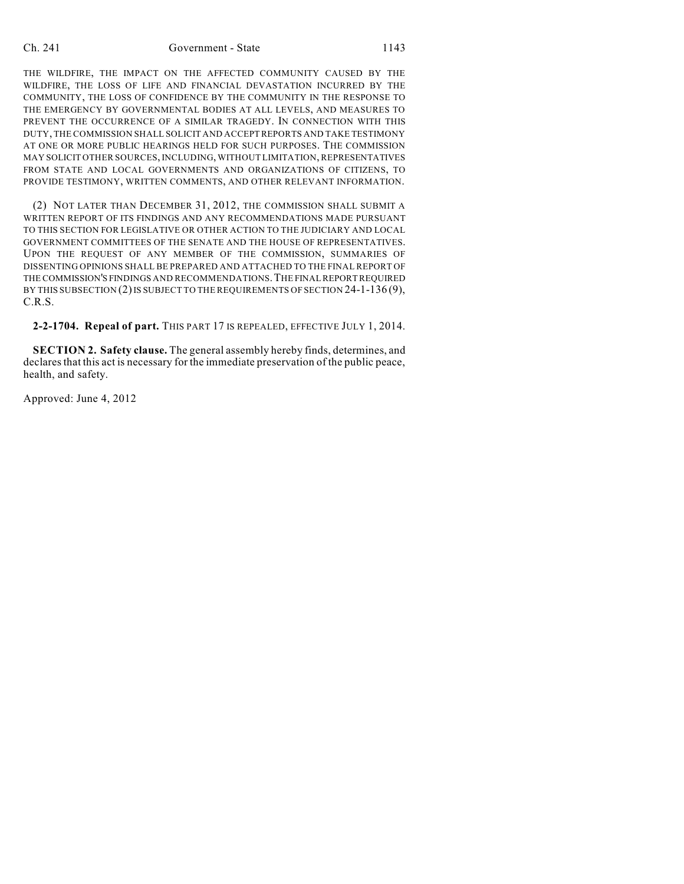THE WILDFIRE, THE IMPACT ON THE AFFECTED COMMUNITY CAUSED BY THE WILDFIRE, THE LOSS OF LIFE AND FINANCIAL DEVASTATION INCURRED BY THE COMMUNITY, THE LOSS OF CONFIDENCE BY THE COMMUNITY IN THE RESPONSE TO THE EMERGENCY BY GOVERNMENTAL BODIES AT ALL LEVELS, AND MEASURES TO PREVENT THE OCCURRENCE OF A SIMILAR TRAGEDY. IN CONNECTION WITH THIS DUTY, THE COMMISSION SHALL SOLICIT AND ACCEPT REPORTS AND TAKE TESTIMONY AT ONE OR MORE PUBLIC HEARINGS HELD FOR SUCH PURPOSES. THE COMMISSION MAY SOLICIT OTHER SOURCES, INCLUDING, WITHOUT LIMITATION, REPRESENTATIVES FROM STATE AND LOCAL GOVERNMENTS AND ORGANIZATIONS OF CITIZENS, TO PROVIDE TESTIMONY, WRITTEN COMMENTS, AND OTHER RELEVANT INFORMATION.

(2) NOT LATER THAN DECEMBER 31, 2012, THE COMMISSION SHALL SUBMIT A WRITTEN REPORT OF ITS FINDINGS AND ANY RECOMMENDATIONS MADE PURSUANT TO THIS SECTION FOR LEGISLATIVE OR OTHER ACTION TO THE JUDICIARY AND LOCAL GOVERNMENT COMMITTEES OF THE SENATE AND THE HOUSE OF REPRESENTATIVES. UPON THE REQUEST OF ANY MEMBER OF THE COMMISSION, SUMMARIES OF DISSENTING OPINIONS SHALL BE PREPARED AND ATTACHED TO THE FINAL REPORT OF THE COMMISSION'S FINDINGS AND RECOMMENDATIONS. THE FINAL REPORT REQUIRED BY THIS SUBSECTION (2) IS SUBJECT TO THE REQUIREMENTS OF SECTION 24-1-136 (9), C.R.S.

**2-2-1704. Repeal of part.** THIS PART 17 IS REPEALED, EFFECTIVE JULY 1, 2014.

**SECTION 2. Safety clause.** The general assembly hereby finds, determines, and declares that this act is necessary for the immediate preservation of the public peace, health, and safety.

Approved: June 4, 2012